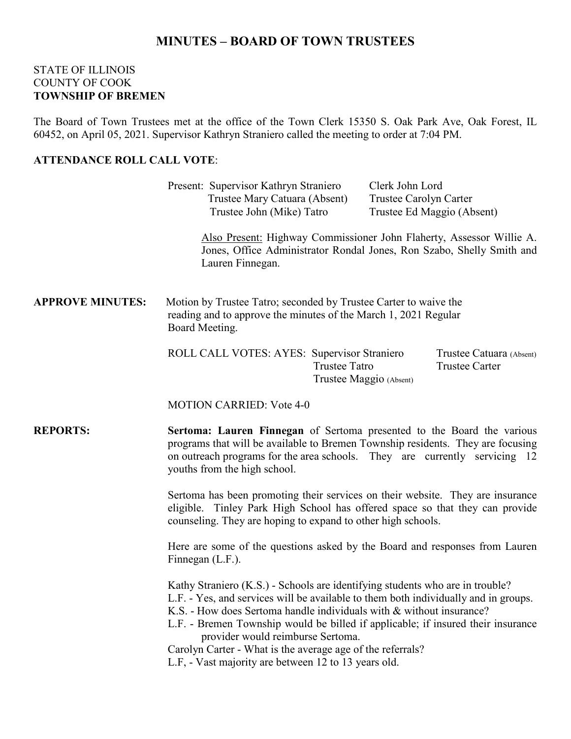# MINUTES – BOARD OF TOWN TRUSTEES

STATE OF ILLINOIS
COUNTY OF COOK
**TOWNSHIP OF BREMEN**

The Board of Town Trustees met at the office of the Town Clerk 15350 S. Oak Park Ave, Oak Forest, IL 60452, on April 05, 2021. Supervisor Kathryn Straniero called the meeting to order at 7:04 PM.

**ATTENDANCE ROLL CALL VOTE**:

| | |
|---|---|
| Present: Supervisor Kathryn Straniero | Clerk John Lord |
| Trustee Mary Catuara (Absent) | Trustee Carolyn Carter |
| Trustee John (Mike) Tatro | Trustee Ed Maggio (Absent) |

Also Present: Highway Commissioner John Flaherty, Assessor Willie A. Jones, Office Administrator Rondal Jones, Ron Szabo, Shelly Smith and Lauren Finnegan.

**APPROVE MINUTES:** Motion by Trustee Tatro; seconded by Trustee Carter to waive the reading and to approve the minutes of the March 1, 2021 Regular Board Meeting.

| | | |
|---|---|---|
| ROLL CALL VOTES: AYES: | Supervisor Straniero | Trustee Catuara (Absent) |
| | Trustee Tatro | Trustee Carter |
| | Trustee Maggio (Absent) | |

MOTION CARRIED: Vote 4-0

**REPORTS:** **Sertoma: Lauren Finnegan** of Sertoma presented to the Board the various programs that will be available to Bremen Township residents. They are focusing on outreach programs for the area schools. They are currently servicing 12 youths from the high school.

Sertoma has been promoting their services on their website. They are insurance eligible. Tinley Park High School has offered space so that they can provide counseling. They are hoping to expand to other high schools.

Here are some of the questions asked by the Board and responses from Lauren Finnegan (L.F.).

Kathy Straniero (K.S.) - Schools are identifying students who are in trouble?
L.F. - Yes, and services will be available to them both individually and in groups.
K.S. - How does Sertoma handle individuals with & without insurance?
L.F. - Bremen Township would be billed if applicable; if insured their insurance provider would reimburse Sertoma.
Carolyn Carter - What is the average age of the referrals?
L.F, - Vast majority are between 12 to 13 years old.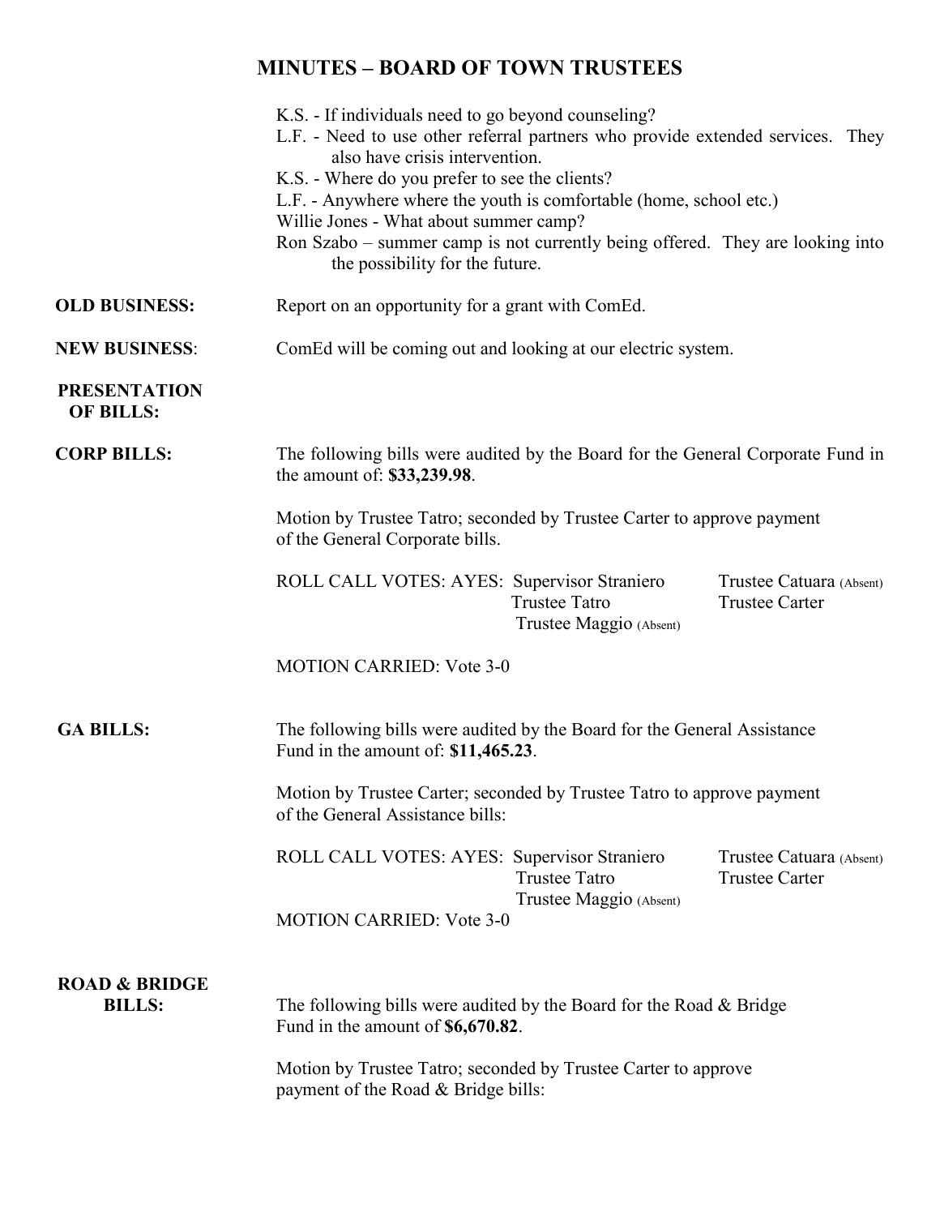## MINUTES – BOARD OF TOWN TRUSTEES

K.S. - If individuals need to go beyond counseling?

L.F. - Need to use other referral partners who provide extended services. They also have crisis intervention.

K.S. - Where do you prefer to see the clients?

L.F. - Anywhere where the youth is comfortable (home, school etc.)

Willie Jones - What about summer camp?

Ron Szabo – summer camp is not currently being offered. They are looking into the possibility for the future.

**OLD BUSINESS:** Report on an opportunity for a grant with ComEd.

**NEW BUSINESS**: ComEd will be coming out and looking at our electric system.

**PRESENTATION OF BILLS:**

**CORP BILLS:** The following bills were audited by the Board for the General Corporate Fund in the amount of: **$33,239.98**.

Motion by Trustee Tatro; seconded by Trustee Carter to approve payment of the General Corporate bills.

ROLL CALL VOTES: AYES: Supervisor Straniero, Trustee Tatro, Trustee Maggio (Absent), Trustee Catuara (Absent), Trustee Carter

MOTION CARRIED: Vote 3-0

**GA BILLS:** The following bills were audited by the Board for the General Assistance Fund in the amount of: **$11,465.23**.

Motion by Trustee Carter; seconded by Trustee Tatro to approve payment of the General Assistance bills:

ROLL CALL VOTES: AYES: Supervisor Straniero, Trustee Tatro, Trustee Maggio (Absent), Trustee Catuara (Absent), Trustee Carter

MOTION CARRIED: Vote 3-0

**ROAD & BRIDGE BILLS:** The following bills were audited by the Board for the Road & Bridge Fund in the amount of **$6,670.82**.

Motion by Trustee Tatro; seconded by Trustee Carter to approve payment of the Road & Bridge bills: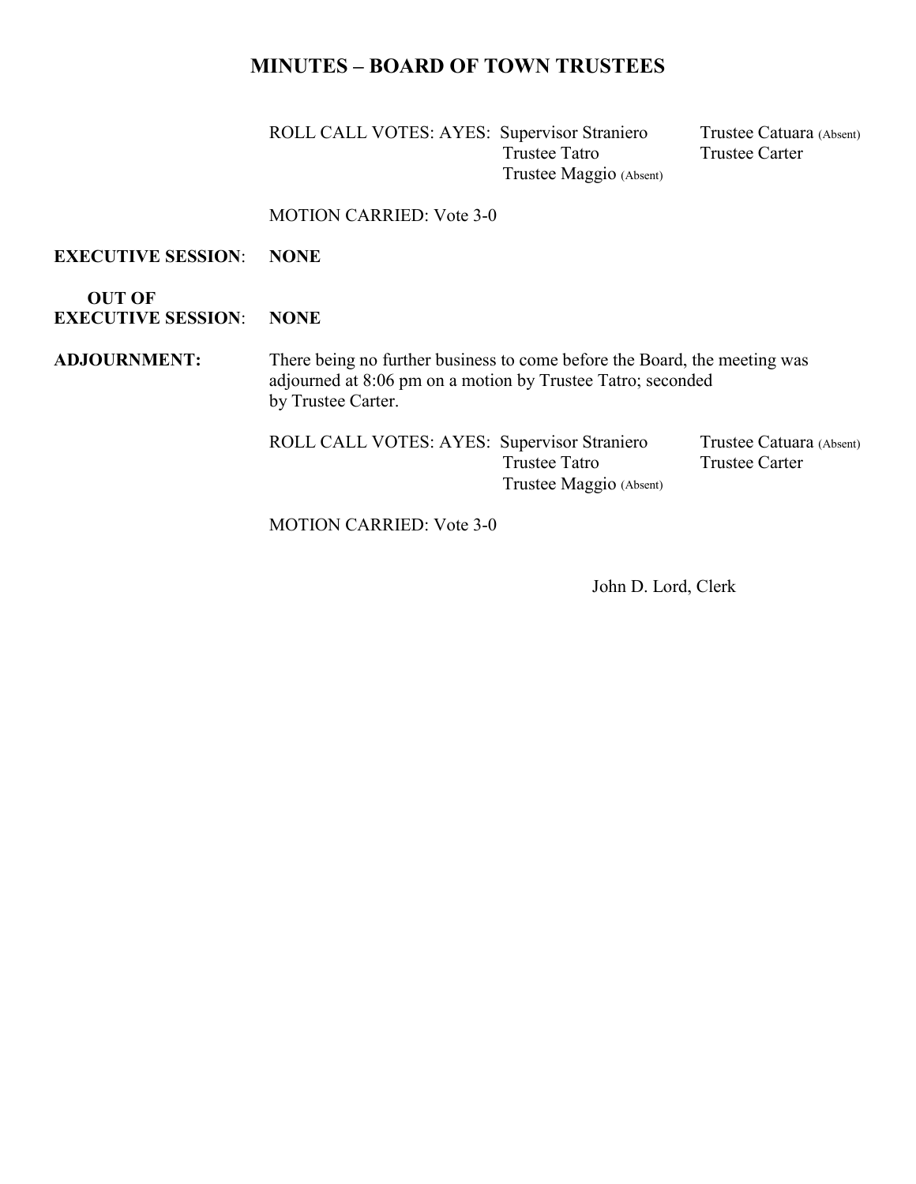# MINUTES – BOARD OF TOWN TRUSTEES

ROLL CALL VOTES: AYES: Supervisor Straniero, Trustee Tatro, Trustee Maggio (Absent), Trustee Catuara (Absent), Trustee Carter

MOTION CARRIED: Vote 3-0

**EXECUTIVE SESSION**: **NONE**

**OUT OF EXECUTIVE SESSION**: **NONE**

**ADJOURNMENT:** There being no further business to come before the Board, the meeting was adjourned at 8:06 pm on a motion by Trustee Tatro; seconded by Trustee Carter.

ROLL CALL VOTES: AYES: Supervisor Straniero, Trustee Tatro, Trustee Maggio (Absent), Trustee Catuara (Absent), Trustee Carter

MOTION CARRIED: Vote 3-0

John D. Lord, Clerk